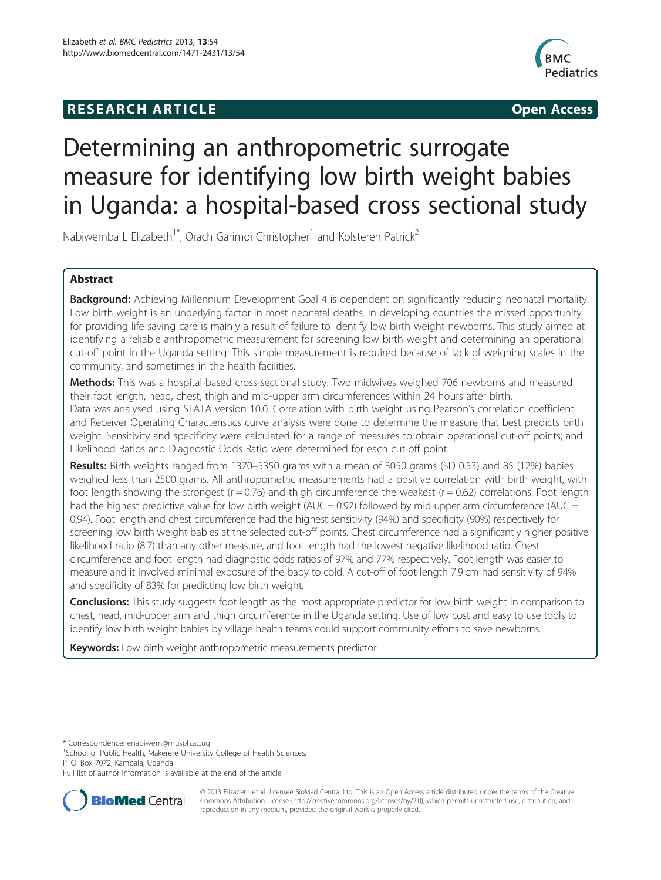**RESEARCH ARTICLE** **Open Access**

# Determining an anthropometric surrogate measure for identifying low birth weight babies in Uganda: a hospital-based cross sectional study

Nabiwemba L Elizabeth[1*], Orach Garimoi Christopher[1] and Kolsteren Patrick[2]

## Abstract

**Background:** Achieving Millennium Development Goal 4 is dependent on significantly reducing neonatal mortality. Low birth weight is an underlying factor in most neonatal deaths. In developing countries the missed opportunity for providing life saving care is mainly a result of failure to identify low birth weight newborns. This study aimed at identifying a reliable anthropometric measurement for screening low birth weight and determining an operational cut-off point in the Uganda setting. This simple measurement is required because of lack of weighing scales in the community, and sometimes in the health facilities.

**Methods:** This was a hospital-based cross-sectional study. Two midwives weighed 706 newborns and measured their foot length, head, chest, thigh and mid-upper arm circumferences within 24 hours after birth. Data was analysed using STATA version 10.0. Correlation with birth weight using Pearson's correlation coefficient and Receiver Operating Characteristics curve analysis were done to determine the measure that best predicts birth weight. Sensitivity and specificity were calculated for a range of measures to obtain operational cut-off points; and Likelihood Ratios and Diagnostic Odds Ratio were determined for each cut-off point.

**Results:** Birth weights ranged from 1370–5350 grams with a mean of 3050 grams (SD 0.53) and 85 (12%) babies weighed less than 2500 grams. All anthropometric measurements had a positive correlation with birth weight, with foot length showing the strongest (r = 0.76) and thigh circumference the weakest (r = 0.62) correlations. Foot length had the highest predictive value for low birth weight (AUC = 0.97) followed by mid-upper arm circumference (AUC = 0.94). Foot length and chest circumference had the highest sensitivity (94%) and specificity (90%) respectively for screening low birth weight babies at the selected cut-off points. Chest circumference had a significantly higher positive likelihood ratio (8.7) than any other measure, and foot length had the lowest negative likelihood ratio. Chest circumference and foot length had diagnostic odds ratios of 97% and 77% respectively. Foot length was easier to measure and it involved minimal exposure of the baby to cold. A cut-off of foot length 7.9 cm had sensitivity of 94% and specificity of 83% for predicting low birth weight.

**Conclusions:** This study suggests foot length as the most appropriate predictor for low birth weight in comparison to chest, head, mid-upper arm and thigh circumference in the Uganda setting. Use of low cost and easy to use tools to identify low birth weight babies by village health teams could support community efforts to save newborns.

**Keywords:** Low birth weight anthropometric measurements predictor

---

* Correspondence: enabiwem@musph.ac.ug
[1]School of Public Health, Makerere University College of Health Sciences, P. O. Box 7072, Kampala, Uganda
Full list of author information is available at the end of the article

© 2013 Elizabeth et al.; licensee BioMed Central Ltd. This is an Open Access article distributed under the terms of the Creative Commons Attribution License (http://creativecommons.org/licenses/by/2.0), which permits unrestricted use, distribution, and reproduction in any medium, provided the original work is properly cited.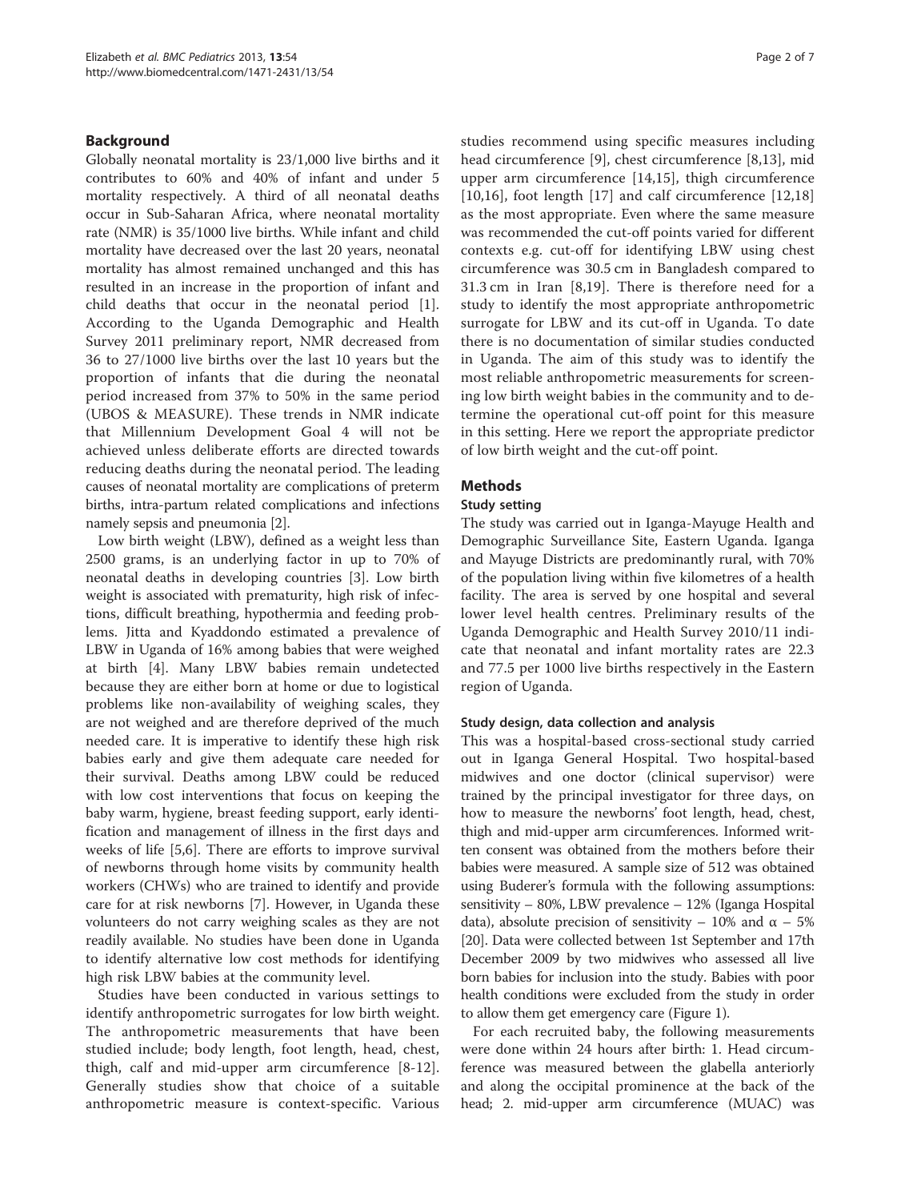## Background

Globally neonatal mortality is 23/1,000 live births and it contributes to 60% and 40% of infant and under 5 mortality respectively. A third of all neonatal deaths occur in Sub-Saharan Africa, where neonatal mortality rate (NMR) is 35/1000 live births. While infant and child mortality have decreased over the last 20 years, neonatal mortality has almost remained unchanged and this has resulted in an increase in the proportion of infant and child deaths that occur in the neonatal period [1]. According to the Uganda Demographic and Health Survey 2011 preliminary report, NMR decreased from 36 to 27/1000 live births over the last 10 years but the proportion of infants that die during the neonatal period increased from 37% to 50% in the same period (UBOS & MEASURE). These trends in NMR indicate that Millennium Development Goal 4 will not be achieved unless deliberate efforts are directed towards reducing deaths during the neonatal period. The leading causes of neonatal mortality are complications of preterm births, intra-partum related complications and infections namely sepsis and pneumonia [2].

Low birth weight (LBW), defined as a weight less than 2500 grams, is an underlying factor in up to 70% of neonatal deaths in developing countries [3]. Low birth weight is associated with prematurity, high risk of infections, difficult breathing, hypothermia and feeding problems. Jitta and Kyaddondo estimated a prevalence of LBW in Uganda of 16% among babies that were weighed at birth [4]. Many LBW babies remain undetected because they are either born at home or due to logistical problems like non-availability of weighing scales, they are not weighed and are therefore deprived of the much needed care. It is imperative to identify these high risk babies early and give them adequate care needed for their survival. Deaths among LBW could be reduced with low cost interventions that focus on keeping the baby warm, hygiene, breast feeding support, early identification and management of illness in the first days and weeks of life [5,6]. There are efforts to improve survival of newborns through home visits by community health workers (CHWs) who are trained to identify and provide care for at risk newborns [7]. However, in Uganda these volunteers do not carry weighing scales as they are not readily available. No studies have been done in Uganda to identify alternative low cost methods for identifying high risk LBW babies at the community level.

Studies have been conducted in various settings to identify anthropometric surrogates for low birth weight. The anthropometric measurements that have been studied include; body length, foot length, head, chest, thigh, calf and mid-upper arm circumference [8-12]. Generally studies show that choice of a suitable anthropometric measure is context-specific. Various studies recommend using specific measures including head circumference [9], chest circumference [8,13], mid upper arm circumference [14,15], thigh circumference [10,16], foot length [17] and calf circumference [12,18] as the most appropriate. Even where the same measure was recommended the cut-off points varied for different contexts e.g. cut-off for identifying LBW using chest circumference was 30.5 cm in Bangladesh compared to 31.3 cm in Iran [8,19]. There is therefore need for a study to identify the most appropriate anthropometric surrogate for LBW and its cut-off in Uganda. To date there is no documentation of similar studies conducted in Uganda. The aim of this study was to identify the most reliable anthropometric measurements for screening low birth weight babies in the community and to determine the operational cut-off point for this measure in this setting. Here we report the appropriate predictor of low birth weight and the cut-off point.

## Methods

### Study setting

The study was carried out in Iganga-Mayuge Health and Demographic Surveillance Site, Eastern Uganda. Iganga and Mayuge Districts are predominantly rural, with 70% of the population living within five kilometres of a health facility. The area is served by one hospital and several lower level health centres. Preliminary results of the Uganda Demographic and Health Survey 2010/11 indicate that neonatal and infant mortality rates are 22.3 and 77.5 per 1000 live births respectively in the Eastern region of Uganda.

### Study design, data collection and analysis

This was a hospital-based cross-sectional study carried out in Iganga General Hospital. Two hospital-based midwives and one doctor (clinical supervisor) were trained by the principal investigator for three days, on how to measure the newborns' foot length, head, chest, thigh and mid-upper arm circumferences. Informed written consent was obtained from the mothers before their babies were measured. A sample size of 512 was obtained using Buderer's formula with the following assumptions: sensitivity – 80%, LBW prevalence – 12% (Iganga Hospital data), absolute precision of sensitivity – 10% and α – 5% [20]. Data were collected between 1st September and 17th December 2009 by two midwives who assessed all live born babies for inclusion into the study. Babies with poor health conditions were excluded from the study in order to allow them get emergency care (Figure 1).

For each recruited baby, the following measurements were done within 24 hours after birth: 1. Head circumference was measured between the glabella anteriorly and along the occipital prominence at the back of the head; 2. mid-upper arm circumference (MUAC) was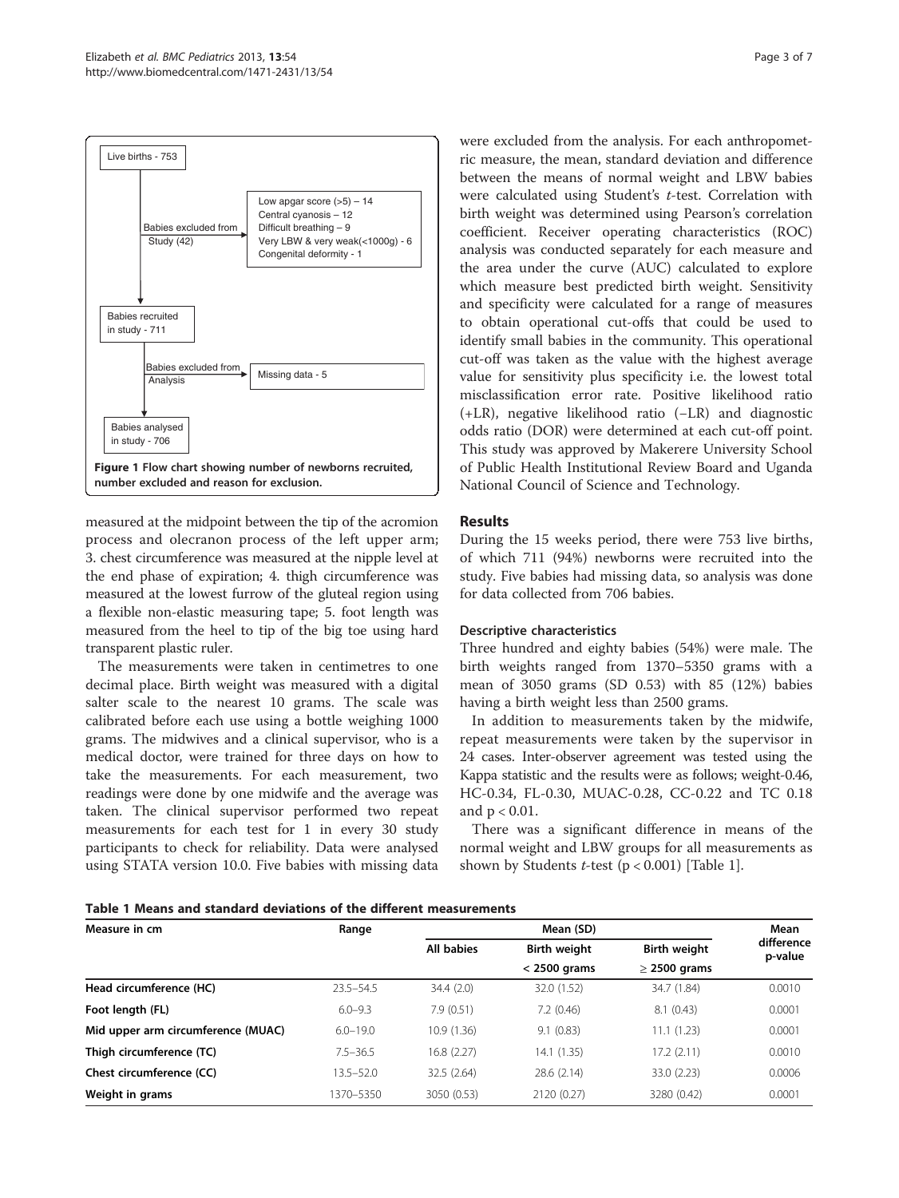Live births - 753

Babies excluded from Study (42)

Low apgar score (>5) – 14
Central cyanosis – 12
Difficult breathing – 9
Very LBW & very weak(<1000g) - 6
Congenital deformity - 1

Babies recruited in study - 711

Babies excluded from Analysis

Missing data - 5

Babies analysed in study - 706

**Figure 1 Flow chart showing number of newborns recruited, number excluded and reason for exclusion.**

measured at the midpoint between the tip of the acromion process and olecranon process of the left upper arm; 3. chest circumference was measured at the nipple level at the end phase of expiration; 4. thigh circumference was measured at the lowest furrow of the gluteal region using a flexible non-elastic measuring tape; 5. foot length was measured from the heel to tip of the big toe using hard transparent plastic ruler.

The measurements were taken in centimetres to one decimal place. Birth weight was measured with a digital salter scale to the nearest 10 grams. The scale was calibrated before each use using a bottle weighing 1000 grams. The midwives and a clinical supervisor, who is a medical doctor, were trained for three days on how to take the measurements. For each measurement, two readings were done by one midwife and the average was taken. The clinical supervisor performed two repeat measurements for each test for 1 in every 30 study participants to check for reliability. Data were analysed using STATA version 10.0. Five babies with missing data were excluded from the analysis. For each anthropometric measure, the mean, standard deviation and difference between the means of normal weight and LBW babies were calculated using Student's *t*-test. Correlation with birth weight was determined using Pearson's correlation coefficient. Receiver operating characteristics (ROC) analysis was conducted separately for each measure and the area under the curve (AUC) calculated to explore which measure best predicted birth weight. Sensitivity and specificity were calculated for a range of measures to obtain operational cut-offs that could be used to identify small babies in the community. This operational cut-off was taken as the value with the highest average value for sensitivity plus specificity i.e. the lowest total misclassification error rate. Positive likelihood ratio (+LR), negative likelihood ratio (−LR) and diagnostic odds ratio (DOR) were determined at each cut-off point. This study was approved by Makerere University School of Public Health Institutional Review Board and Uganda National Council of Science and Technology.

## Results

During the 15 weeks period, there were 753 live births, of which 711 (94%) newborns were recruited into the study. Five babies had missing data, so analysis was done for data collected from 706 babies.

### Descriptive characteristics

Three hundred and eighty babies (54%) were male. The birth weights ranged from 1370–5350 grams with a mean of 3050 grams (SD 0.53) with 85 (12%) babies having a birth weight less than 2500 grams.

In addition to measurements taken by the midwife, repeat measurements were taken by the supervisor in 24 cases. Inter-observer agreement was tested using the Kappa statistic and the results were as follows; weight-0.46, HC-0.34, FL-0.30, MUAC-0.28, CC-0.22 and TC 0.18 and $p < 0.01$.

There was a significant difference in means of the normal weight and LBW groups for all measurements as shown by Students *t*-test ($p < 0.001$) [Table 1].

**Table 1 Means and standard deviations of the different measurements**

| Measure in cm | Range | Mean (SD) | | | Mean difference p-value |
|---|---|---|---|---|---|
| | | All babies | Birth weight < 2500 grams | Birth weight ≥ 2500 grams | |
| **Head circumference (HC)** | 23.5–54.5 | 34.4 (2.0) | 32.0 (1.52) | 34.7 (1.84) | 0.0010 |
| **Foot length (FL)** | 6.0–9.3 | 7.9 (0.51) | 7.2 (0.46) | 8.1 (0.43) | 0.0001 |
| **Mid upper arm circumference (MUAC)** | 6.0–19.0 | 10.9 (1.36) | 9.1 (0.83) | 11.1 (1.23) | 0.0001 |
| **Thigh circumference (TC)** | 7.5–36.5 | 16.8 (2.27) | 14.1 (1.35) | 17.2 (2.11) | 0.0010 |
| **Chest circumference (CC)** | 13.5–52.0 | 32.5 (2.64) | 28.6 (2.14) | 33.0 (2.23) | 0.0006 |
| **Weight in grams** | 1370–5350 | 3050 (0.53) | 2120 (0.27) | 3280 (0.42) | 0.0001 |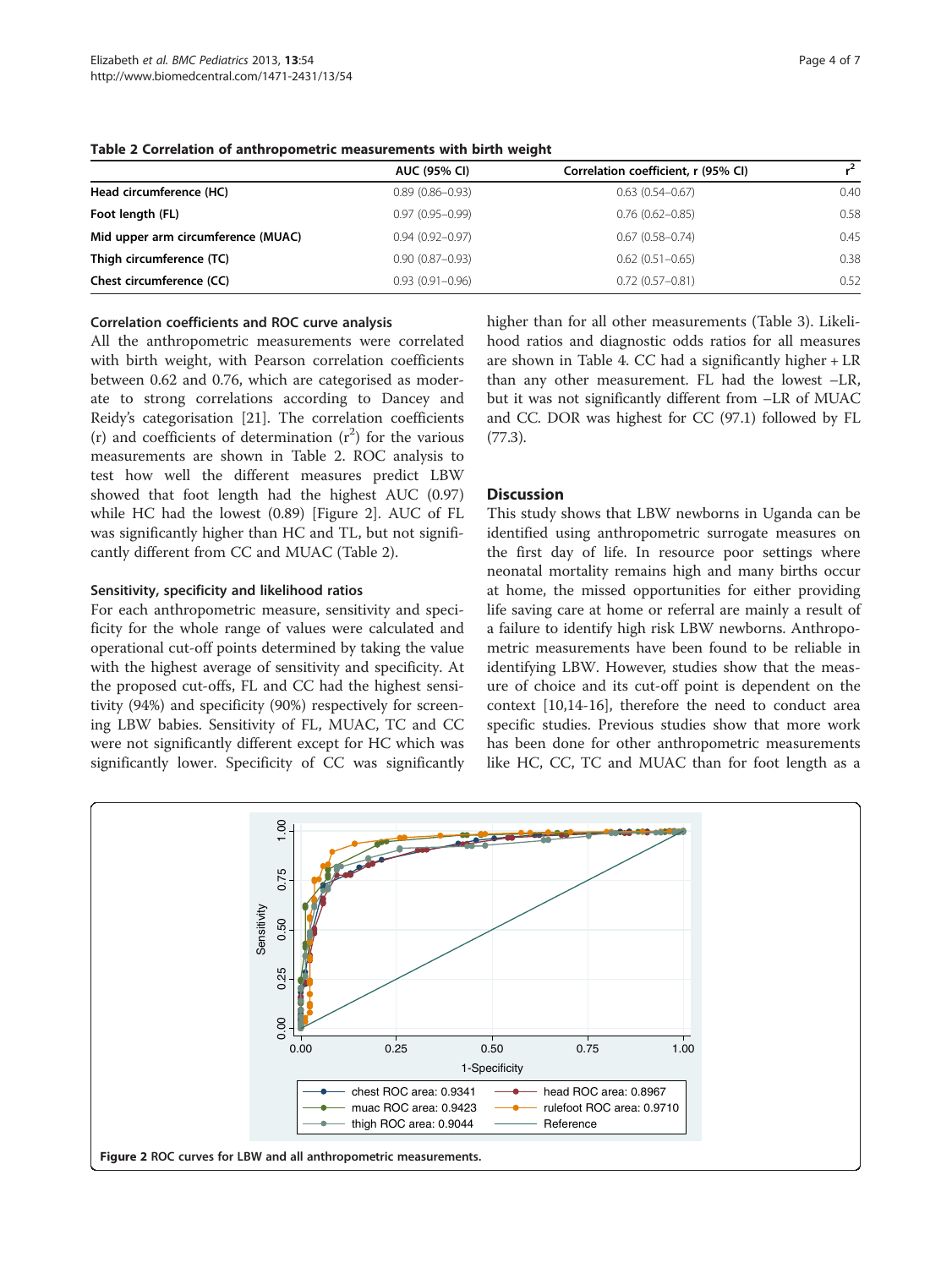**Table 2 Correlation of anthropometric measurements with birth weight**

| | AUC (95% CI) | Correlation coefficient, r (95% CI) | $r^2$ |
|---|---|---|---|
| **Head circumference (HC)** | 0.89 (0.86–0.93) | 0.63 (0.54–0.67) | 0.40 |
| **Foot length (FL)** | 0.97 (0.95–0.99) | 0.76 (0.62–0.85) | 0.58 |
| **Mid upper arm circumference (MUAC)** | 0.94 (0.92–0.97) | 0.67 (0.58–0.74) | 0.45 |
| **Thigh circumference (TC)** | 0.90 (0.87–0.93) | 0.62 (0.51–0.65) | 0.38 |
| **Chest circumference (CC)** | 0.93 (0.91–0.96) | 0.72 (0.57–0.81) | 0.52 |

#### Correlation coefficients and ROC curve analysis

All the anthropometric measurements were correlated with birth weight, with Pearson correlation coefficients between 0.62 and 0.76, which are categorised as moderate to strong correlations according to Dancey and Reidy's categorisation [21]. The correlation coefficients (r) and coefficients of determination ($r^2$) for the various measurements are shown in Table 2. ROC analysis to test how well the different measures predict LBW showed that foot length had the highest AUC (0.97) while HC had the lowest (0.89) [Figure 2]. AUC of FL was significantly higher than HC and TL, but not significantly different from CC and MUAC (Table 2).

#### Sensitivity, specificity and likelihood ratios

For each anthropometric measure, sensitivity and specificity for the whole range of values were calculated and operational cut-off points determined by taking the value with the highest average of sensitivity and specificity. At the proposed cut-offs, FL and CC had the highest sensitivity (94%) and specificity (90%) respectively for screening LBW babies. Sensitivity of FL, MUAC, TC and CC were not significantly different except for HC which was significantly lower. Specificity of CC was significantly higher than for all other measurements (Table 3). Likelihood ratios and diagnostic odds ratios for all measures are shown in Table 4. CC had a significantly higher + LR than any other measurement. FL had the lowest –LR, but it was not significantly different from –LR of MUAC and CC. DOR was highest for CC (97.1) followed by FL (77.3).

## Discussion

This study shows that LBW newborns in Uganda can be identified using anthropometric surrogate measures on the first day of life. In resource poor settings where neonatal mortality remains high and many births occur at home, the missed opportunities for either providing life saving care at home or referral are mainly a result of a failure to identify high risk LBW newborns. Anthropometric measurements have been found to be reliable in identifying LBW. However, studies show that the measure of choice and its cut-off point is dependent on the context [10,14-16], therefore the need to conduct area specific studies. Previous studies show that more work has been done for other anthropometric measurements like HC, CC, TC and MUAC than for foot length as a

**Figure 2** ROC curves for LBW and all anthropometric measurements.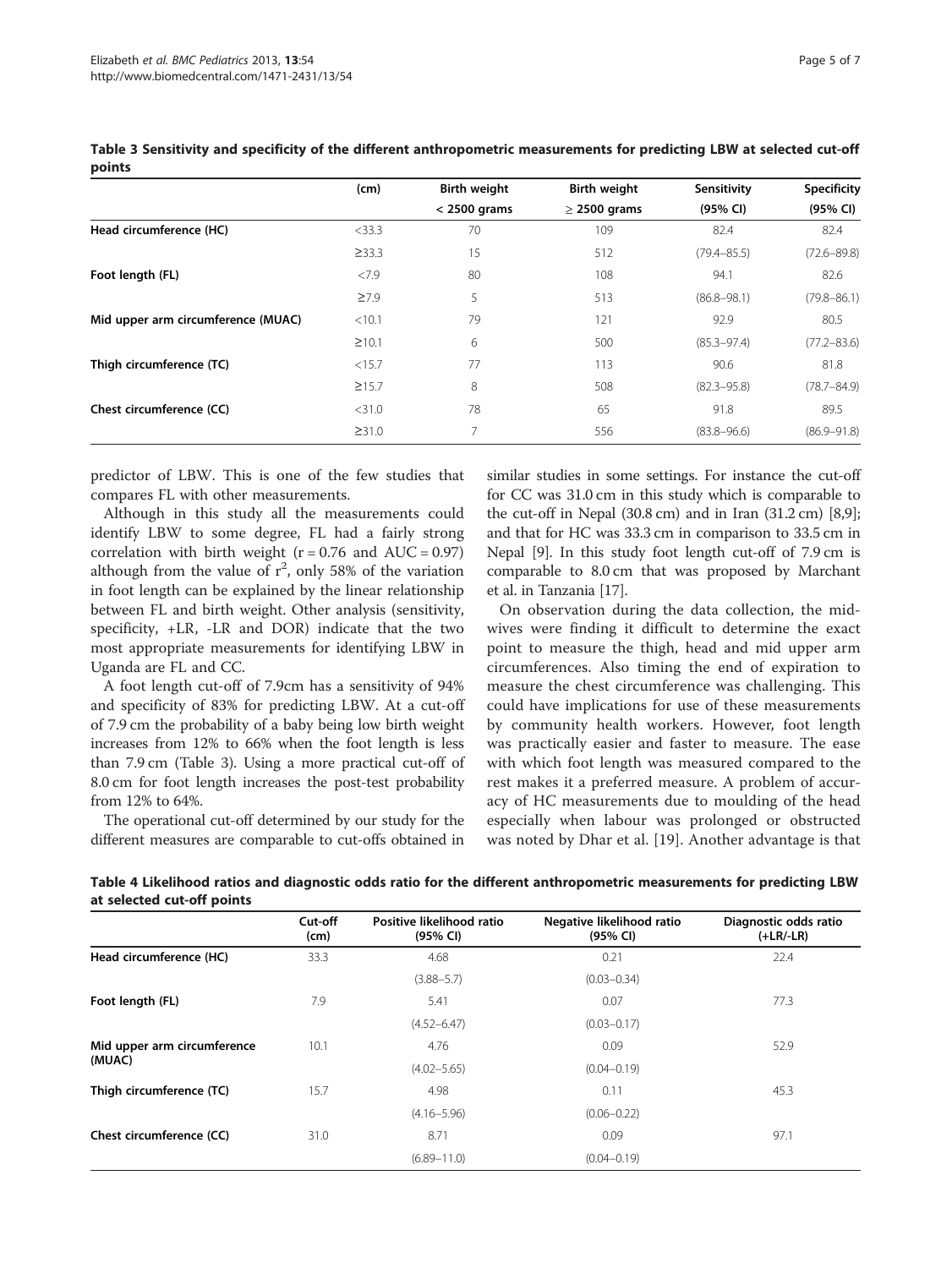**Table 3 Sensitivity and specificity of the different anthropometric measurements for predicting LBW at selected cut-off points**

| | (cm) | Birth weight < 2500 grams | Birth weight ≥ 2500 grams | Sensitivity (95% CI) | Specificity (95% CI) |
|---|---|---|---|---|---|
| **Head circumference (HC)** | <33.3 | 70 | 109 | 82.4 | 82.4 |
| | ≥33.3 | 15 | 512 | (79.4–85.5) | (72.6–89.8) |
| **Foot length (FL)** | <7.9 | 80 | 108 | 94.1 | 82.6 |
| | ≥7.9 | 5 | 513 | (86.8–98.1) | (79.8–86.1) |
| **Mid upper arm circumference (MUAC)** | <10.1 | 79 | 121 | 92.9 | 80.5 |
| | ≥10.1 | 6 | 500 | (85.3–97.4) | (77.2–83.6) |
| **Thigh circumference (TC)** | <15.7 | 77 | 113 | 90.6 | 81.8 |
| | ≥15.7 | 8 | 508 | (82.3–95.8) | (78.7–84.9) |
| **Chest circumference (CC)** | <31.0 | 78 | 65 | 91.8 | 89.5 |
| | ≥31.0 | 7 | 556 | (83.8–96.6) | (86.9–91.8) |

predictor of LBW. This is one of the few studies that compares FL with other measurements.

Although in this study all the measurements could identify LBW to some degree, FL had a fairly strong correlation with birth weight ($r = 0.76$ and $AUC = 0.97$) although from the value of $r^2$, only 58% of the variation in foot length can be explained by the linear relationship between FL and birth weight. Other analysis (sensitivity, specificity, +LR, -LR and DOR) indicate that the two most appropriate measurements for identifying LBW in Uganda are FL and CC.

A foot length cut-off of 7.9cm has a sensitivity of 94% and specificity of 83% for predicting LBW. At a cut-off of 7.9 cm the probability of a baby being low birth weight increases from 12% to 66% when the foot length is less than 7.9 cm (Table 3). Using a more practical cut-off of 8.0 cm for foot length increases the post-test probability from 12% to 64%.

The operational cut-off determined by our study for the different measures are comparable to cut-offs obtained in similar studies in some settings. For instance the cut-off for CC was 31.0 cm in this study which is comparable to the cut-off in Nepal (30.8 cm) and in Iran (31.2 cm) [8,9]; and that for HC was 33.3 cm in comparison to 33.5 cm in Nepal [9]. In this study foot length cut-off of 7.9 cm is comparable to 8.0 cm that was proposed by Marchant et al. in Tanzania [17].

On observation during the data collection, the midwives were finding it difficult to determine the exact point to measure the thigh, head and mid upper arm circumferences. Also timing the end of expiration to measure the chest circumference was challenging. This could have implications for use of these measurements by community health workers. However, foot length was practically easier and faster to measure. The ease with which foot length was measured compared to the rest makes it a preferred measure. A problem of accuracy of HC measurements due to moulding of the head especially when labour was prolonged or obstructed was noted by Dhar et al. [19]. Another advantage is that

**Table 4 Likelihood ratios and diagnostic odds ratio for the different anthropometric measurements for predicting LBW at selected cut-off points**

| | Cut-off (cm) | Positive likelihood ratio (95% CI) | Negative likelihood ratio (95% CI) | Diagnostic odds ratio (+LR/-LR) |
|---|---|---|---|---|
| **Head circumference (HC)** | 33.3 | 4.68 | 0.21 | 22.4 |
| | | (3.88–5.7) | (0.03–0.34) | |
| **Foot length (FL)** | 7.9 | 5.41 | 0.07 | 77.3 |
| | | (4.52–6.47) | (0.03–0.17) | |
| **Mid upper arm circumference (MUAC)** | 10.1 | 4.76 | 0.09 | 52.9 |
| | | (4.02–5.65) | (0.04–0.19) | |
| **Thigh circumference (TC)** | 15.7 | 4.98 | 0.11 | 45.3 |
| | | (4.16–5.96) | (0.06–0.22) | |
| **Chest circumference (CC)** | 31.0 | 8.71 | 0.09 | 97.1 |
| | | (6.89–11.0) | (0.04–0.19) | |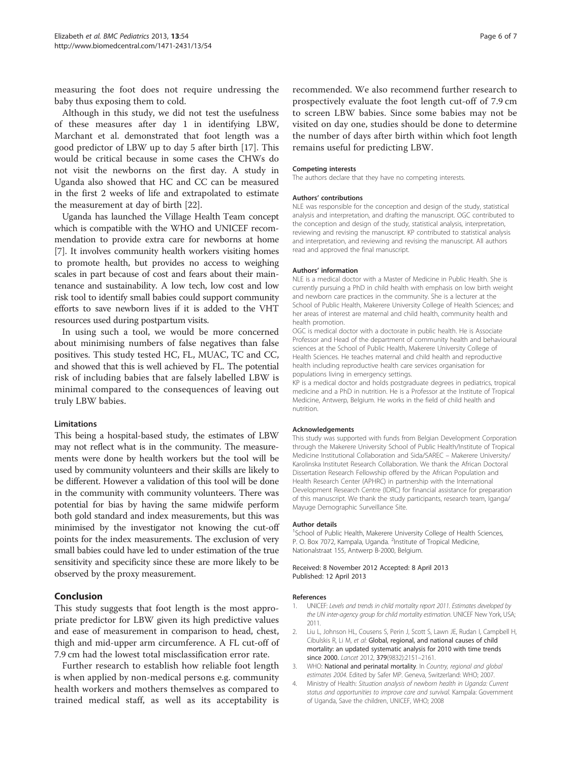measuring the foot does not require undressing the baby thus exposing them to cold.

Although in this study, we did not test the usefulness of these measures after day 1 in identifying LBW, Marchant et al. demonstrated that foot length was a good predictor of LBW up to day 5 after birth [17]. This would be critical because in some cases the CHWs do not visit the newborns on the first day. A study in Uganda also showed that HC and CC can be measured in the first 2 weeks of life and extrapolated to estimate the measurement at day of birth [22].

Uganda has launched the Village Health Team concept which is compatible with the WHO and UNICEF recommendation to provide extra care for newborns at home [7]. It involves community health workers visiting homes to promote health, but provides no access to weighing scales in part because of cost and fears about their maintenance and sustainability. A low tech, low cost and low risk tool to identify small babies could support community efforts to save newborn lives if it is added to the VHT resources used during postpartum visits.

In using such a tool, we would be more concerned about minimising numbers of false negatives than false positives. This study tested HC, FL, MUAC, TC and CC, and showed that this is well achieved by FL. The potential risk of including babies that are falsely labelled LBW is minimal compared to the consequences of leaving out truly LBW babies.

### Limitations

This being a hospital-based study, the estimates of LBW may not reflect what is in the community. The measurements were done by health workers but the tool will be used by community volunteers and their skills are likely to be different. However a validation of this tool will be done in the community with community volunteers. There was potential for bias by having the same midwife perform both gold standard and index measurements, but this was minimised by the investigator not knowing the cut-off points for the index measurements. The exclusion of very small babies could have led to under estimation of the true sensitivity and specificity since these are more likely to be observed by the proxy measurement.

## Conclusion

This study suggests that foot length is the most appropriate predictor for LBW given its high predictive values and ease of measurement in comparison to head, chest, thigh and mid-upper arm circumference. A FL cut-off of 7.9 cm had the lowest total misclassification error rate.

Further research to establish how reliable foot length is when applied by non-medical persons e.g. community health workers and mothers themselves as compared to trained medical staff, as well as its acceptability is recommended. We also recommend further research to prospectively evaluate the foot length cut-off of 7.9 cm to screen LBW babies. Since some babies may not be visited on day one, studies should be done to determine the number of days after birth within which foot length remains useful for predicting LBW.

#### Competing interests

The authors declare that they have no competing interests.

#### Authors' contributions

NLE was responsible for the conception and design of the study, statistical analysis and interpretation, and drafting the manuscript. OGC contributed to the conception and design of the study, statistical analysis, interpretation, reviewing and revising the manuscript. KP contributed to statistical analysis and interpretation, and reviewing and revising the manuscript. All authors read and approved the final manuscript.

#### Authors' information

NLE is a medical doctor with a Master of Medicine in Public Health. She is currently pursuing a PhD in child health with emphasis on low birth weight and newborn care practices in the community. She is a lecturer at the School of Public Health, Makerere University College of Health Sciences; and her areas of interest are maternal and child health, community health and health promotion.

OGC is medical doctor with a doctorate in public health. He is Associate Professor and Head of the department of community health and behavioural sciences at the School of Public Health, Makerere University College of Health Sciences. He teaches maternal and child health and reproductive health including reproductive health care services organisation for populations living in emergency settings.

KP is a medical doctor and holds postgraduate degrees in pediatrics, tropical medicine and a PhD in nutrition. He is a Professor at the Institute of Tropical Medicine, Antwerp, Belgium. He works in the field of child health and nutrition.

#### Acknowledgements

This study was supported with funds from Belgian Development Corporation through the Makerere University School of Public Health/Institute of Tropical Medicine Institutional Collaboration and Sida/SAREC – Makerere University/ Karolinska Institutet Research Collaboration. We thank the African Doctoral Dissertation Research Fellowship offered by the African Population and Health Research Center (APHRC) in partnership with the International Development Research Centre (IDRC) for financial assistance for preparation of this manuscript. We thank the study participants, research team, Iganga/ Mayuge Demographic Surveillance Site.

#### Author details

[1]School of Public Health, Makerere University College of Health Sciences, P. O. Box 7072, Kampala, Uganda. [2]Institute of Tropical Medicine, Nationalstraat 155, Antwerp B-2000, Belgium.

Received: 8 November 2012 Accepted: 8 April 2013
Published: 12 April 2013

#### References

1. UNICEF: *Levels and trends in child mortality report 2011. Estimates developed by the UN inter-agency group for child mortality estimation.* UNICEF New York, USA; 2011.
2. Liu L, Johnson HL, Cousens S, Perin J, Scott S, Lawn JE, Rudan I, Campbell H, Cibulskis R, Li M, *et al*: **Global, regional, and national causes of child mortality: an updated systematic analysis for 2010 with time trends since 2000.** *Lancet* 2012, **379**(9832):2151–2161.
3. WHO: **National and perinatal mortality**. In *Country, regional and global estimates 2004*. Edited by Safer MP. Geneva, Switzerland: WHO; 2007.
4. Ministry of Health: *Situation analysis of newborn health in Uganda: Current status and opportunities to improve care and survival.* Kampala: Government of Uganda, Save the children, UNICEF, WHO; 2008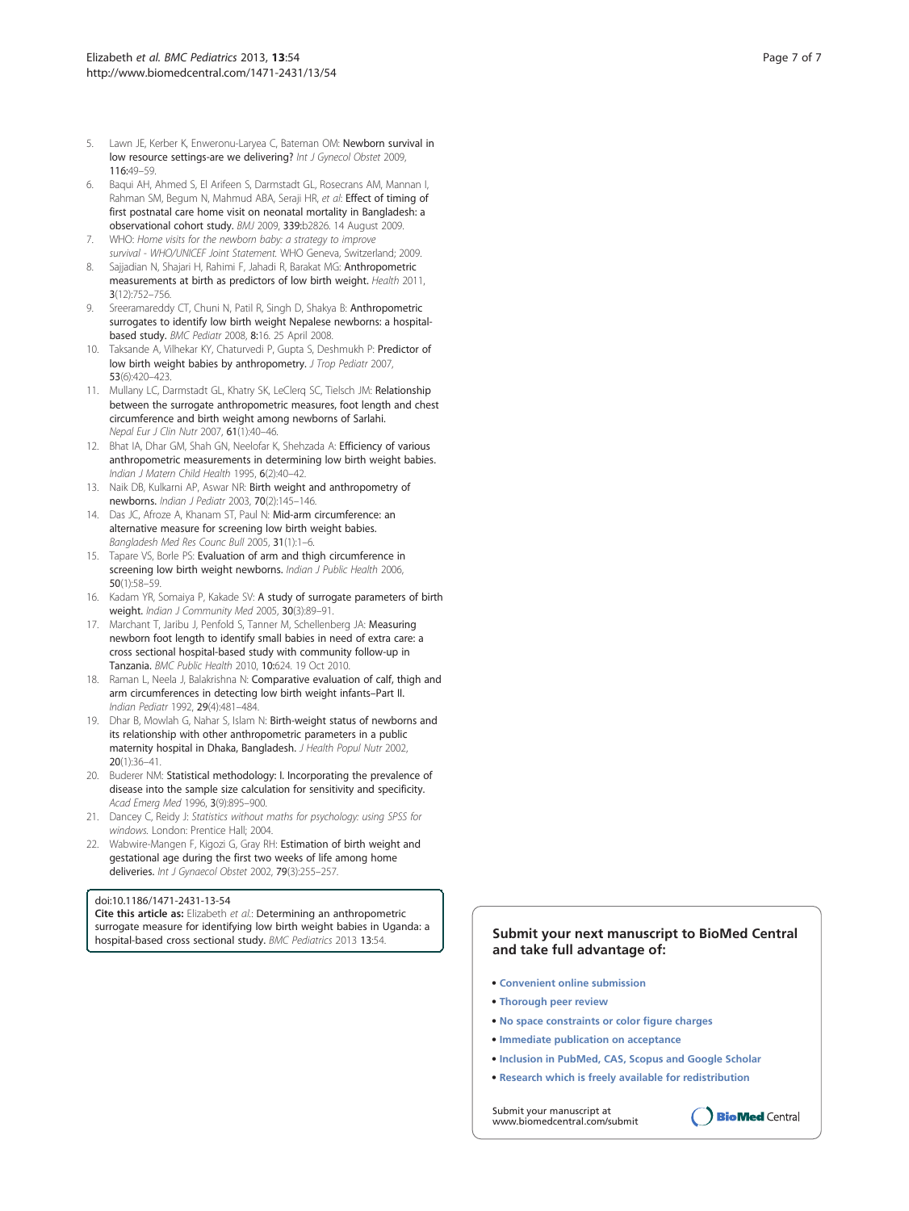5. Lawn JE, Kerber K, Enweronu-Laryea C, Bateman OM: **Newborn survival in low resource settings-are we delivering?** *Int J Gynecol Obstet* 2009, **116:**49–59.
6. Baqui AH, Ahmed S, El Arifeen S, Darmstadt GL, Rosecrans AM, Mannan I, Rahman SM, Begum N, Mahmud ABA, Seraji HR, *et al*: **Effect of timing of first postnatal care home visit on neonatal mortality in Bangladesh: a observational cohort study.** *BMJ* 2009, **339:**b2826. 14 August 2009.
7. WHO: *Home visits for the newborn baby: a strategy to improve survival - WHO/UNICEF Joint Statement.* WHO Geneva, Switzerland; 2009.
8. Sajjadian N, Shajari H, Rahimi F, Jahadi R, Barakat MG: **Anthropometric measurements at birth as predictors of low birth weight.** *Health* 2011, **3**(12):752–756.
9. Sreeramareddy CT, Chuni N, Patil R, Singh D, Shakya B: **Anthropometric surrogates to identify low birth weight Nepalese newborns: a hospital-based study.** *BMC Pediatr* 2008, **8:**16. 25 April 2008.
10. Taksande A, Vilhekar KY, Chaturvedi P, Gupta S, Deshmukh P: **Predictor of low birth weight babies by anthropometry.** *J Trop Pediatr* 2007, **53**(6):420–423.
11. Mullany LC, Darmstadt GL, Khatry SK, LeClerq SC, Tielsch JM: **Relationship between the surrogate anthropometric measures, foot length and chest circumference and birth weight among newborns of Sarlahi.** *Nepal Eur J Clin Nutr* 2007, **61**(1):40–46.
12. Bhat IA, Dhar GM, Shah GN, Neelofar K, Shehzada A: **Efficiency of various anthropometric measurements in determining low birth weight babies.** *Indian J Matern Child Health* 1995, **6**(2):40–42.
13. Naik DB, Kulkarni AP, Aswar NR: **Birth weight and anthropometry of newborns.** *Indian J Pediatr* 2003, **70**(2):145–146.
14. Das JC, Afroze A, Khanam ST, Paul N: **Mid-arm circumference: an alternative measure for screening low birth weight babies.** *Bangladesh Med Res Counc Bull* 2005, **31**(1):1–6.
15. Tapare VS, Borle PS: **Evaluation of arm and thigh circumference in screening low birth weight newborns.** *Indian J Public Health* 2006, **50**(1):58–59.
16. Kadam YR, Somaiya P, Kakade SV: **A study of surrogate parameters of birth weight.** *Indian J Community Med* 2005, **30**(3):89–91.
17. Marchant T, Jaribu J, Penfold S, Tanner M, Schellenberg JA: **Measuring newborn foot length to identify small babies in need of extra care: a cross sectional hospital-based study with community follow-up in Tanzania.** *BMC Public Health* 2010, **10:**624. 19 Oct 2010.
18. Raman L, Neela J, Balakrishna N: **Comparative evaluation of calf, thigh and arm circumferences in detecting low birth weight infants–Part II.** *Indian Pediatr* 1992, **29**(4):481–484.
19. Dhar B, Mowlah G, Nahar S, Islam N: **Birth-weight status of newborns and its relationship with other anthropometric parameters in a public maternity hospital in Dhaka, Bangladesh.** *J Health Popul Nutr* 2002, **20**(1):36–41.
20. Buderer NM: **Statistical methodology: I. Incorporating the prevalence of disease into the sample size calculation for sensitivity and specificity.** *Acad Emerg Med* 1996, **3**(9):895–900.
21. Dancey C, Reidy J: *Statistics without maths for psychology: using SPSS for windows.* London: Prentice Hall; 2004.
22. Wabwire-Mangen F, Kigozi G, Gray RH: **Estimation of birth weight and gestational age during the first two weeks of life among home deliveries.** *Int J Gynaecol Obstet* 2002, **79**(3):255–257.

doi:10.1186/1471-2431-13-54

**Cite this article as:** Elizabeth *et al.*: Determining an anthropometric surrogate measure for identifying low birth weight babies in Uganda: a hospital-based cross sectional study. *BMC Pediatrics* 2013 **13**:54.

**Submit your next manuscript to BioMed Central and take full advantage of:**

- **Convenient online submission**
- **Thorough peer review**
- **No space constraints or color figure charges**
- **Immediate publication on acceptance**
- **Inclusion in PubMed, CAS, Scopus and Google Scholar**
- **Research which is freely available for redistribution**

Submit your manuscript at
www.biomedcentral.com/submit